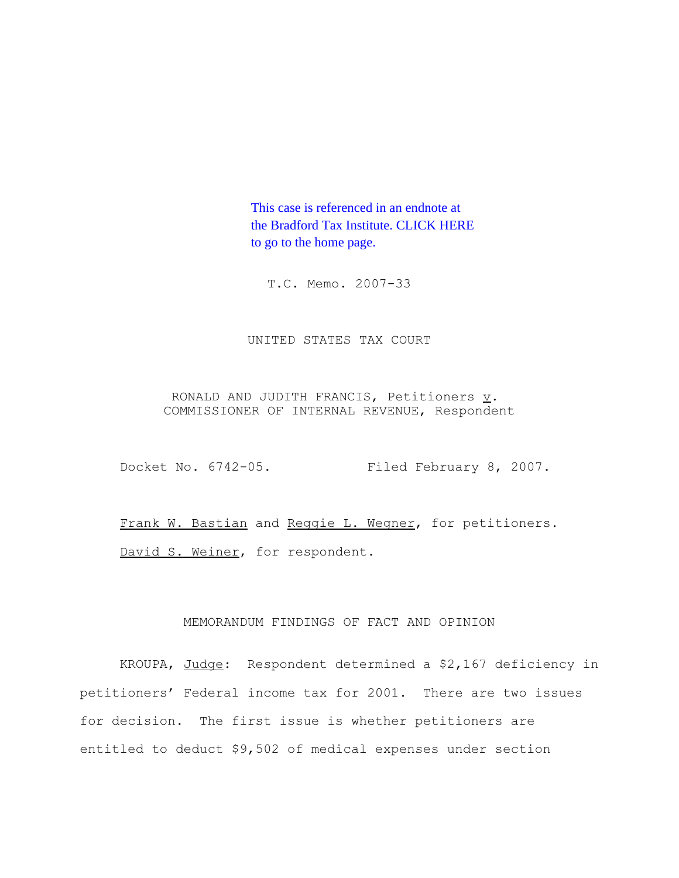This case is referenced in an endnote at the Bradford Tax Institute. CLICK HERE to go to the home page.

T.C. Memo. 2007-33

UNITED STATES TAX COURT

RONALD AND JUDITH FRANCIS, Petitioners *v*.
COMMISSIONER OF INTERNAL REVENUE, Respondent

Docket No. 6742-05.     Filed February 8, 2007.

Frank W. Bastian and Reggie L. Wegner, for petitioners.

David S. Weiner, for respondent.

MEMORANDUM FINDINGS OF FACT AND OPINION

KROUPA, Judge: Respondent determined a $2,167 deficiency in petitioners' Federal income tax for 2001. There are two issues for decision. The first issue is whether petitioners are entitled to deduct $9,502 of medical expenses under section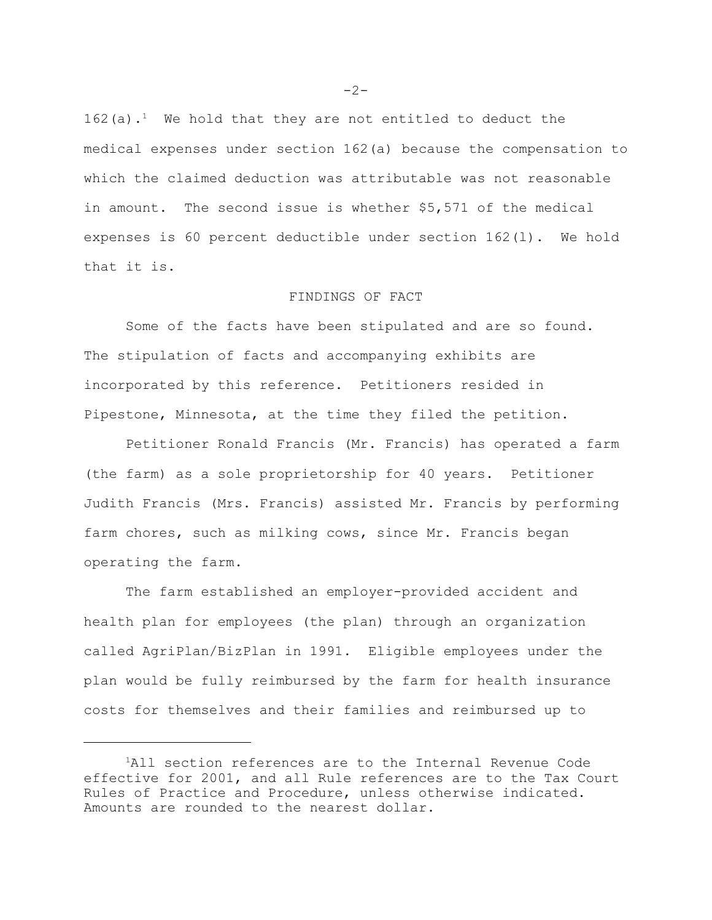162(a).[1] We hold that they are not entitled to deduct the medical expenses under section 162(a) because the compensation to which the claimed deduction was attributable was not reasonable in amount. The second issue is whether $5,571 of the medical expenses is 60 percent deductible under section 162(l). We hold that it is.

## FINDINGS OF FACT

Some of the facts have been stipulated and are so found. The stipulation of facts and accompanying exhibits are incorporated by this reference. Petitioners resided in Pipestone, Minnesota, at the time they filed the petition.

Petitioner Ronald Francis (Mr. Francis) has operated a farm (the farm) as a sole proprietorship for 40 years. Petitioner Judith Francis (Mrs. Francis) assisted Mr. Francis by performing farm chores, such as milking cows, since Mr. Francis began operating the farm.

The farm established an employer-provided accident and health plan for employees (the plan) through an organization called AgriPlan/BizPlan in 1991. Eligible employees under the plan would be fully reimbursed by the farm for health insurance costs for themselves and their families and reimbursed up to

---

[1] All section references are to the Internal Revenue Code effective for 2001, and all Rule references are to the Tax Court Rules of Practice and Procedure, unless otherwise indicated. Amounts are rounded to the nearest dollar.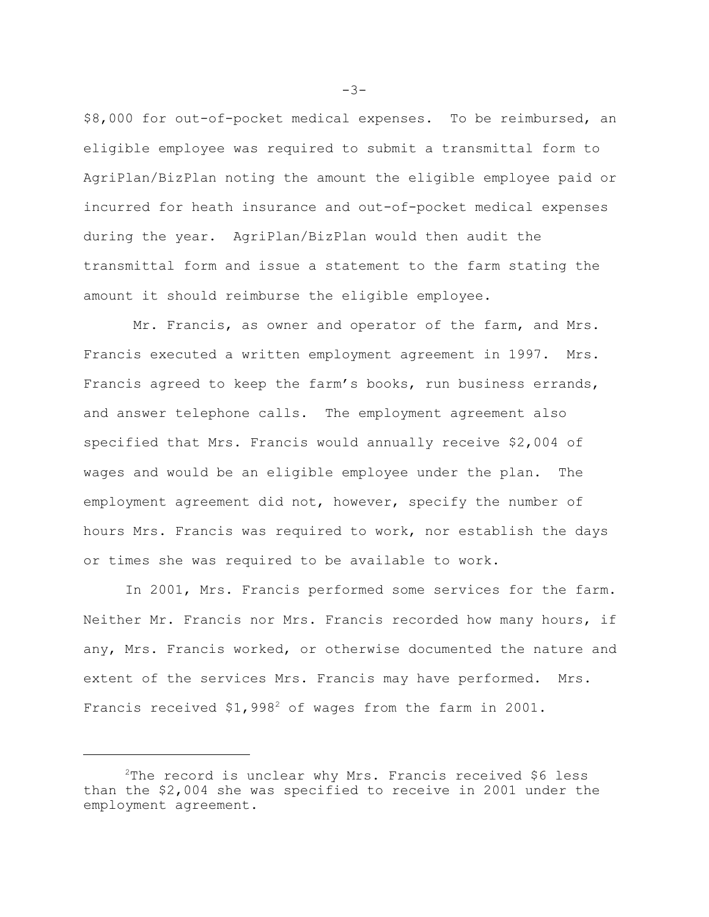$8,000 for out-of-pocket medical expenses. To be reimbursed, an eligible employee was required to submit a transmittal form to AgriPlan/BizPlan noting the amount the eligible employee paid or incurred for heath insurance and out-of-pocket medical expenses during the year. AgriPlan/BizPlan would then audit the transmittal form and issue a statement to the farm stating the amount it should reimburse the eligible employee.

Mr. Francis, as owner and operator of the farm, and Mrs. Francis executed a written employment agreement in 1997. Mrs. Francis agreed to keep the farm's books, run business errands, and answer telephone calls. The employment agreement also specified that Mrs. Francis would annually receive $2,004 of wages and would be an eligible employee under the plan. The employment agreement did not, however, specify the number of hours Mrs. Francis was required to work, nor establish the days or times she was required to be available to work.

In 2001, Mrs. Francis performed some services for the farm. Neither Mr. Francis nor Mrs. Francis recorded how many hours, if any, Mrs. Francis worked, or otherwise documented the nature and extent of the services Mrs. Francis may have performed. Mrs. Francis received $1,998[2] of wages from the farm in 2001.

---

[2]The record is unclear why Mrs. Francis received $6 less than the $2,004 she was specified to receive in 2001 under the employment agreement.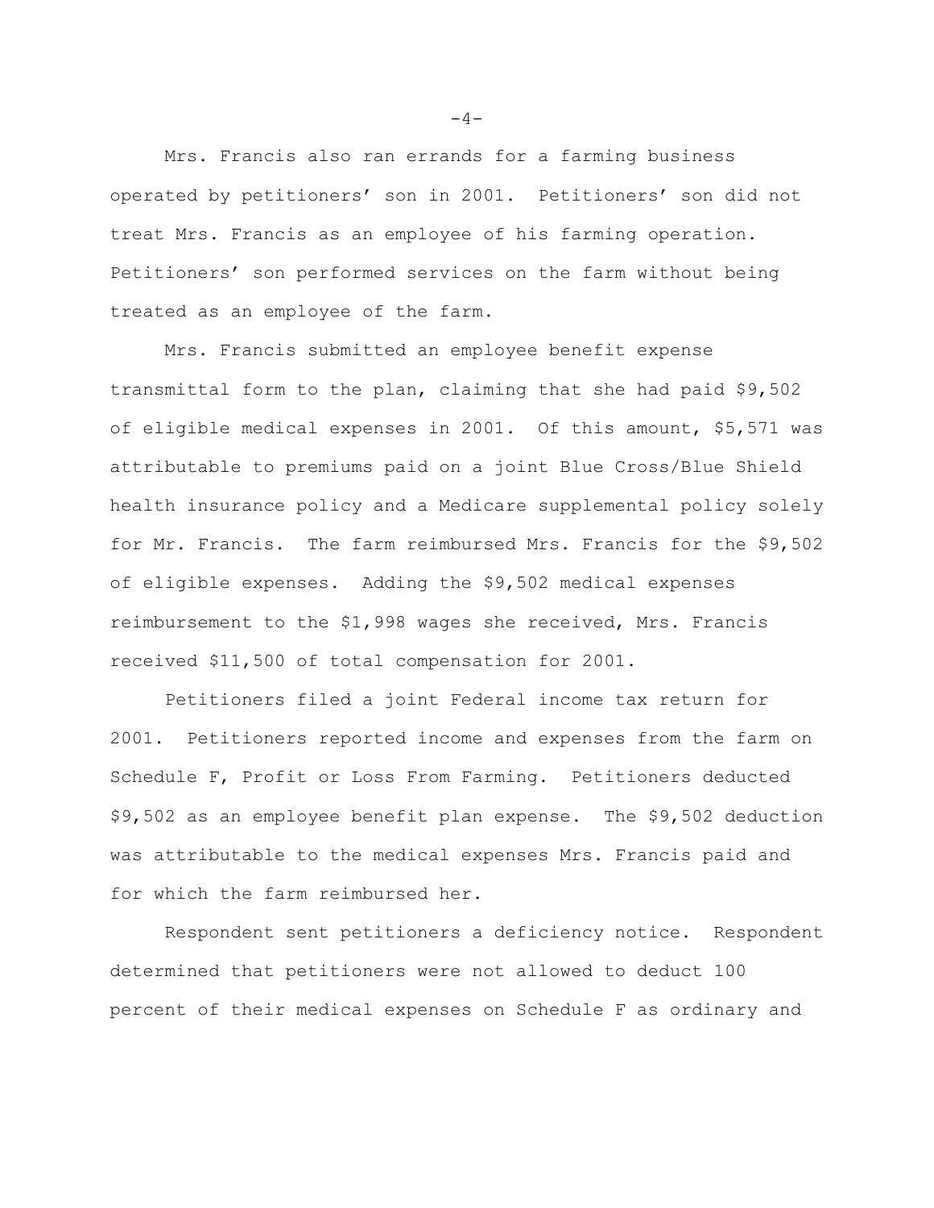Mrs. Francis also ran errands for a farming business operated by petitioners' son in 2001. Petitioners' son did not treat Mrs. Francis as an employee of his farming operation. Petitioners' son performed services on the farm without being treated as an employee of the farm.

Mrs. Francis submitted an employee benefit expense transmittal form to the plan, claiming that she had paid $9,502 of eligible medical expenses in 2001. Of this amount, $5,571 was attributable to premiums paid on a joint Blue Cross/Blue Shield health insurance policy and a Medicare supplemental policy solely for Mr. Francis. The farm reimbursed Mrs. Francis for the $9,502 of eligible expenses. Adding the $9,502 medical expenses reimbursement to the $1,998 wages she received, Mrs. Francis received $11,500 of total compensation for 2001.

Petitioners filed a joint Federal income tax return for 2001. Petitioners reported income and expenses from the farm on Schedule F, Profit or Loss From Farming. Petitioners deducted $9,502 as an employee benefit plan expense. The $9,502 deduction was attributable to the medical expenses Mrs. Francis paid and for which the farm reimbursed her.

Respondent sent petitioners a deficiency notice. Respondent determined that petitioners were not allowed to deduct 100 percent of their medical expenses on Schedule F as ordinary and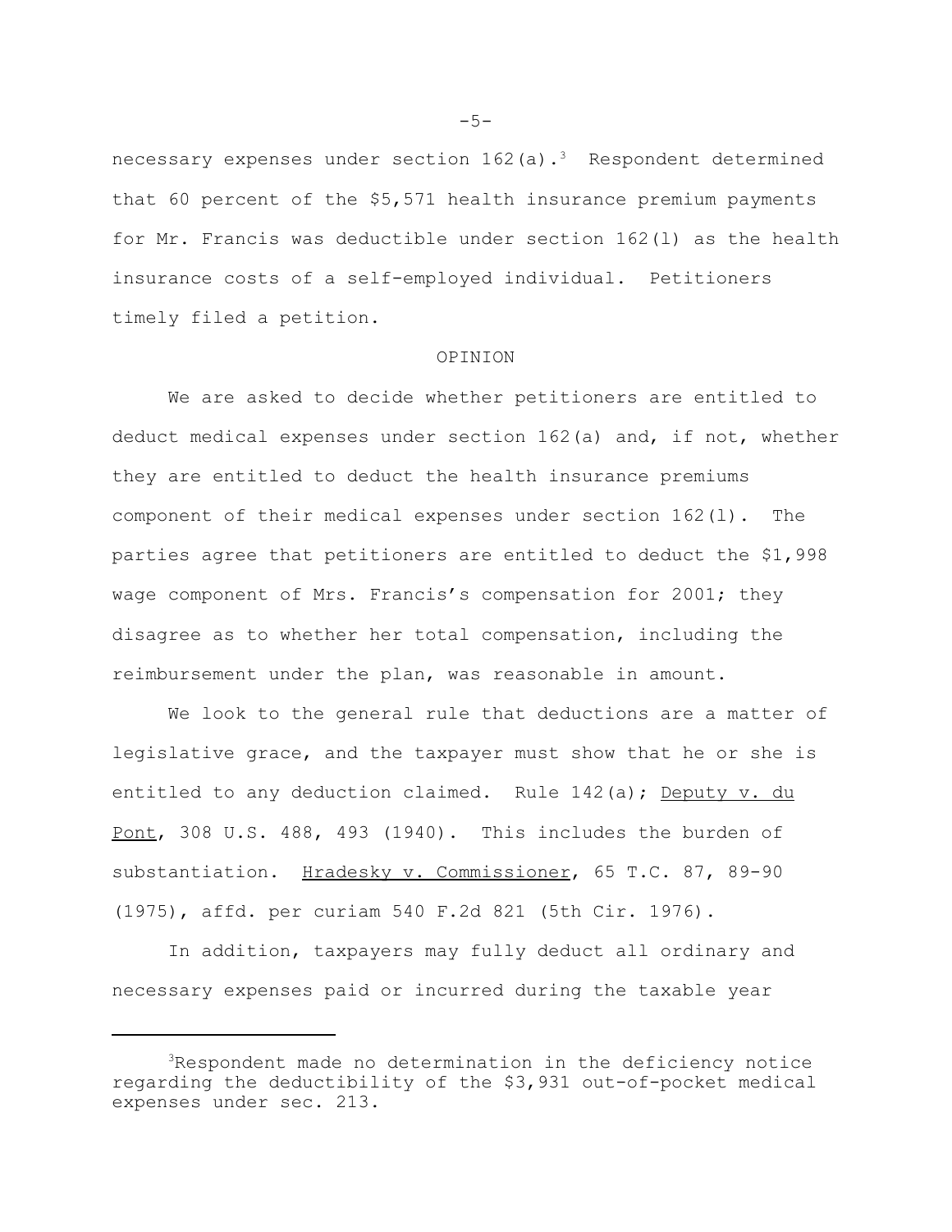necessary expenses under section 162(a).[3] Respondent determined that 60 percent of the $5,571 health insurance premium payments for Mr. Francis was deductible under section 162(l) as the health insurance costs of a self-employed individual. Petitioners timely filed a petition.

## OPINION

We are asked to decide whether petitioners are entitled to deduct medical expenses under section 162(a) and, if not, whether they are entitled to deduct the health insurance premiums component of their medical expenses under section 162(l). The parties agree that petitioners are entitled to deduct the $1,998 wage component of Mrs. Francis's compensation for 2001; they disagree as to whether her total compensation, including the reimbursement under the plan, was reasonable in amount.

We look to the general rule that deductions are a matter of legislative grace, and the taxpayer must show that he or she is entitled to any deduction claimed. Rule 142(a); Deputy v. du Pont, 308 U.S. 488, 493 (1940). This includes the burden of substantiation. Hradesky v. Commissioner, 65 T.C. 87, 89-90 (1975), affd. per curiam 540 F.2d 821 (5th Cir. 1976).

In addition, taxpayers may fully deduct all ordinary and necessary expenses paid or incurred during the taxable year

---

[3]Respondent made no determination in the deficiency notice regarding the deductibility of the $3,931 out-of-pocket medical expenses under sec. 213.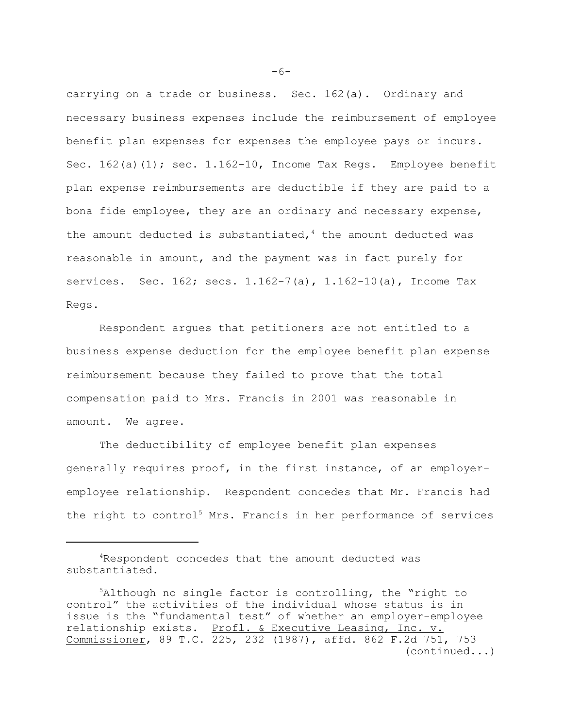carrying on a trade or business. Sec. 162(a). Ordinary and necessary business expenses include the reimbursement of employee benefit plan expenses for expenses the employee pays or incurs. Sec. 162(a)(1); sec. 1.162-10, Income Tax Regs. Employee benefit plan expense reimbursements are deductible if they are paid to a bona fide employee, they are an ordinary and necessary expense, the amount deducted is substantiated,[4] the amount deducted was reasonable in amount, and the payment was in fact purely for services. Sec. 162; secs. 1.162-7(a), 1.162-10(a), Income Tax Regs.

Respondent argues that petitioners are not entitled to a business expense deduction for the employee benefit plan expense reimbursement because they failed to prove that the total compensation paid to Mrs. Francis in 2001 was reasonable in amount. We agree.

The deductibility of employee benefit plan expenses generally requires proof, in the first instance, of an employer-employee relationship. Respondent concedes that Mr. Francis had the right to control[5] Mrs. Francis in her performance of services

---

[4]Respondent concedes that the amount deducted was substantiated.

[5]Although no single factor is controlling, the "right to control" the activities of the individual whose status is in issue is the "fundamental test" of whether an employer-employee relationship exists. Profl. & Executive Leasing, Inc. v. Commissioner, 89 T.C. 225, 232 (1987), affd. 862 F.2d 751, 753 (continued...)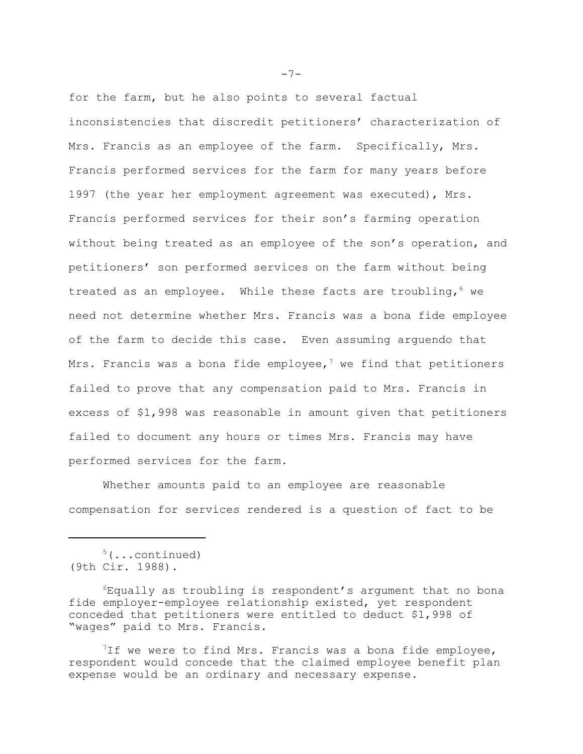for the farm, but he also points to several factual inconsistencies that discredit petitioners' characterization of Mrs. Francis as an employee of the farm. Specifically, Mrs. Francis performed services for the farm for many years before 1997 (the year her employment agreement was executed), Mrs. Francis performed services for their son's farming operation without being treated as an employee of the son's operation, and petitioners' son performed services on the farm without being treated as an employee. While these facts are troubling,[6] we need not determine whether Mrs. Francis was a bona fide employee of the farm to decide this case. Even assuming arguendo that Mrs. Francis was a bona fide employee,[7] we find that petitioners failed to prove that any compensation paid to Mrs. Francis in excess of $1,998 was reasonable in amount given that petitioners failed to document any hours or times Mrs. Francis may have performed services for the farm.

Whether amounts paid to an employee are reasonable compensation for services rendered is a question of fact to be

---

[5](...continued) (9th Cir. 1988).

[6]Equally as troubling is respondent's argument that no bona fide employer-employee relationship existed, yet respondent conceded that petitioners were entitled to deduct $1,998 of "wages" paid to Mrs. Francis.

[7]If we were to find Mrs. Francis was a bona fide employee, respondent would concede that the claimed employee benefit plan expense would be an ordinary and necessary expense.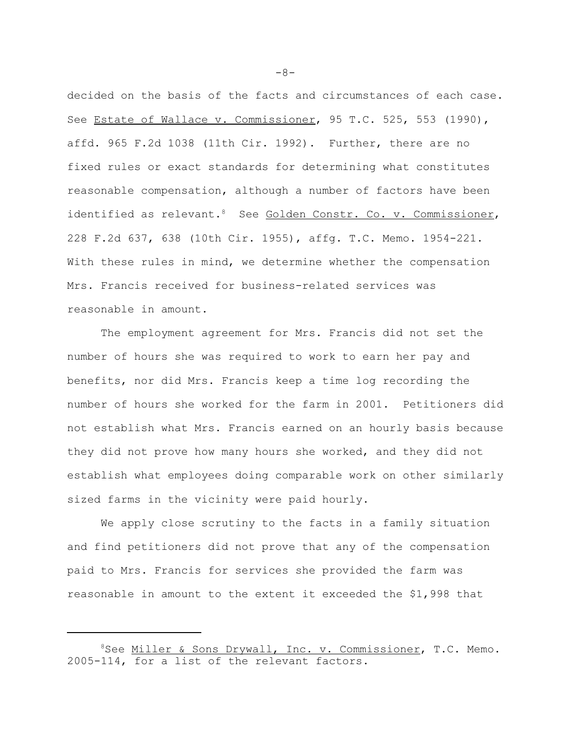decided on the basis of the facts and circumstances of each case. See Estate of Wallace v. Commissioner, 95 T.C. 525, 553 (1990), affd. 965 F.2d 1038 (11th Cir. 1992). Further, there are no fixed rules or exact standards for determining what constitutes reasonable compensation, although a number of factors have been identified as relevant.[8] See Golden Constr. Co. v. Commissioner, 228 F.2d 637, 638 (10th Cir. 1955), affg. T.C. Memo. 1954-221. With these rules in mind, we determine whether the compensation Mrs. Francis received for business-related services was reasonable in amount.

The employment agreement for Mrs. Francis did not set the number of hours she was required to work to earn her pay and benefits, nor did Mrs. Francis keep a time log recording the number of hours she worked for the farm in 2001. Petitioners did not establish what Mrs. Francis earned on an hourly basis because they did not prove how many hours she worked, and they did not establish what employees doing comparable work on other similarly sized farms in the vicinity were paid hourly.

We apply close scrutiny to the facts in a family situation and find petitioners did not prove that any of the compensation paid to Mrs. Francis for services she provided the farm was reasonable in amount to the extent it exceeded the $1,998 that

---

[8]See Miller & Sons Drywall, Inc. v. Commissioner, T.C. Memo. 2005-114, for a list of the relevant factors.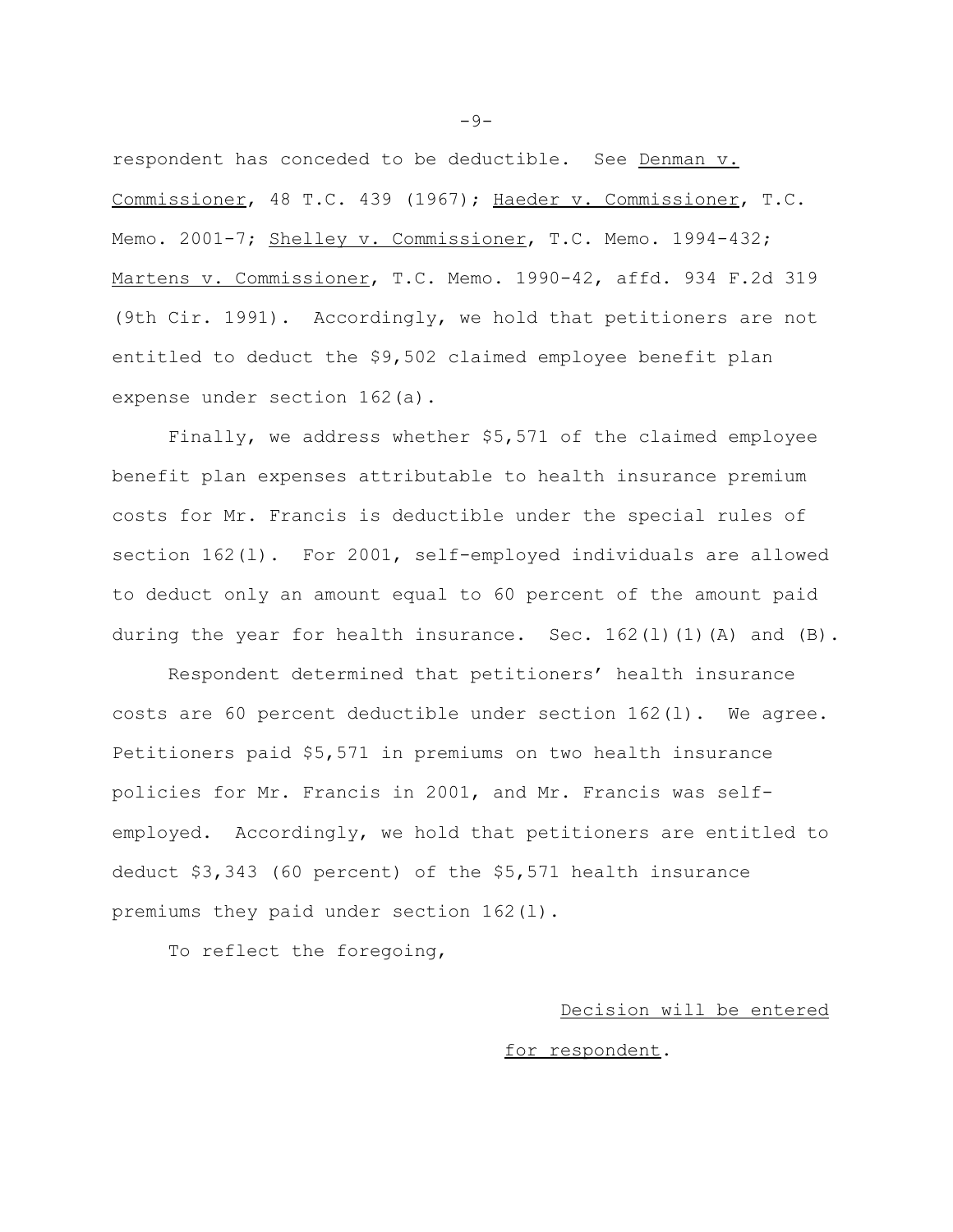respondent has conceded to be deductible. See Denman v. Commissioner, 48 T.C. 439 (1967); Haeder v. Commissioner, T.C. Memo. 2001-7; Shelley v. Commissioner, T.C. Memo. 1994-432; Martens v. Commissioner, T.C. Memo. 1990-42, affd. 934 F.2d 319 (9th Cir. 1991). Accordingly, we hold that petitioners are not entitled to deduct the $9,502 claimed employee benefit plan expense under section 162(a).

Finally, we address whether $5,571 of the claimed employee benefit plan expenses attributable to health insurance premium costs for Mr. Francis is deductible under the special rules of section 162(l). For 2001, self-employed individuals are allowed to deduct only an amount equal to 60 percent of the amount paid during the year for health insurance. Sec. 162(l)(1)(A) and (B).

Respondent determined that petitioners' health insurance costs are 60 percent deductible under section 162(l). We agree. Petitioners paid $5,571 in premiums on two health insurance policies for Mr. Francis in 2001, and Mr. Francis was self-employed. Accordingly, we hold that petitioners are entitled to deduct $3,343 (60 percent) of the $5,571 health insurance premiums they paid under section 162(l).

To reflect the foregoing,

Decision will be entered for respondent.